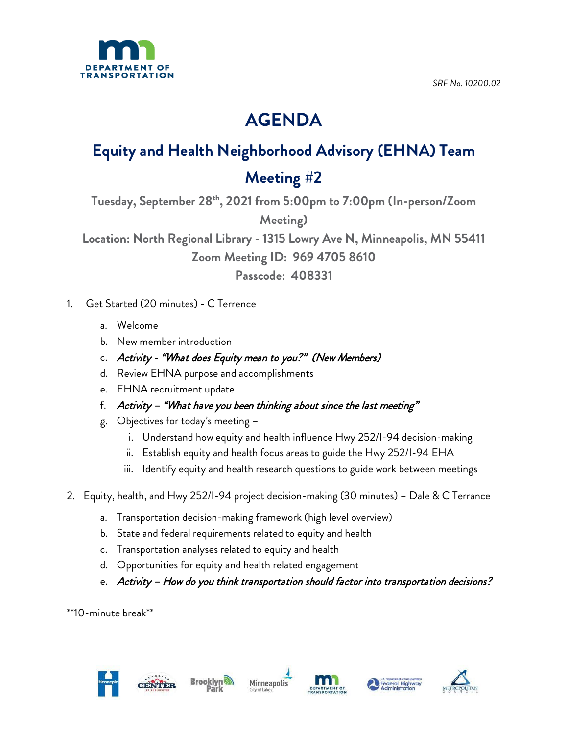SRF No. 10200.02

# AGENDA

## Equity and Health Neighborhood Advisory (EHNA) Team Meeting #2

**Tuesday, September 28th, 2021 from 5:00pm to 7:00pm (In-person/Zoom Meeting)**

**Location: North Regional Library - 1315 Lowry Ave N, Minneapolis, MN 55411**

**Zoom Meeting ID: 969 4705 8610**

**Passcode: 408331**

1. Get Started (20 minutes) - C Terrence
   a. Welcome
   b. New member introduction
   c. *Activity - "What does Equity mean to you?" (New Members)*
   d. Review EHNA purpose and accomplishments
   e. EHNA recruitment update
   f. *Activity – "What have you been thinking about since the last meeting"*
   g. Objectives for today's meeting –
      i. Understand how equity and health influence Hwy 252/I-94 decision-making
      ii. Establish equity and health focus areas to guide the Hwy 252/I-94 EHA
      iii. Identify equity and health research questions to guide work between meetings

2. Equity, health, and Hwy 252/I-94 project decision-making (30 minutes) – Dale & C Terrence
   a. Transportation decision-making framework (high level overview)
   b. State and federal requirements related to equity and health
   c. Transportation analyses related to equity and health
   d. Opportunities for equity and health related engagement
   e. *Activity – How do you think transportation should factor into transportation decisions?*

**10-minute break**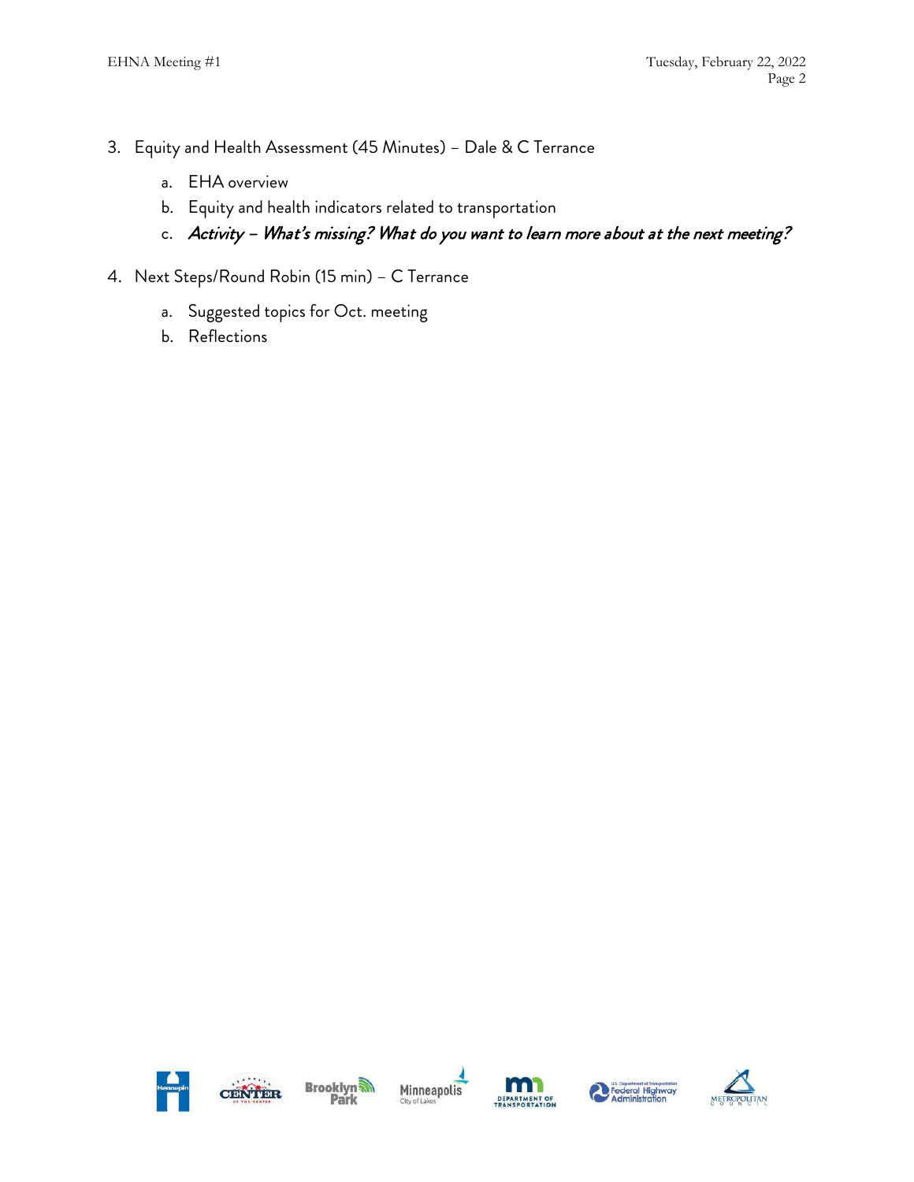3. Equity and Health Assessment (45 Minutes) – Dale & C Terrance
    a. EHA overview
    b. Equity and health indicators related to transportation
    c. *Activity – What's missing? What do you want to learn more about at the next meeting?*
4. Next Steps/Round Robin (15 min) – C Terrance
    a. Suggested topics for Oct. meeting
    b. Reflections